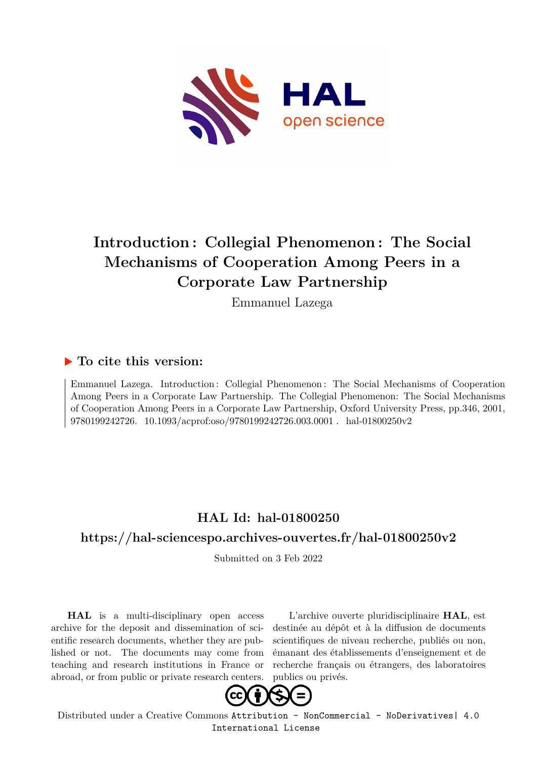# Introduction : Collegial Phenomenon : The Social Mechanisms of Cooperation Among Peers in a Corporate Law Partnership

Emmanuel Lazega

## ▶ To cite this version:

Emmanuel Lazega. Introduction : Collegial Phenomenon : The Social Mechanisms of Cooperation Among Peers in a Corporate Law Partnership. The Collegial Phenomenon: The Social Mechanisms of Cooperation Among Peers in a Corporate Law Partnership, Oxford University Press, pp.346, 2001, 9780199242726. 10.1093/acprof:oso/9780199242726.003.0001 . hal-01800250v2

## HAL Id: hal-01800250

## https://hal-sciencespo.archives-ouvertes.fr/hal-01800250v2

Submitted on 3 Feb 2022

**HAL** is a multi-disciplinary open access archive for the deposit and dissemination of scientific research documents, whether they are published or not. The documents may come from teaching and research institutions in France or abroad, or from public or private research centers.

L'archive ouverte pluridisciplinaire **HAL**, est destinée au dépôt et à la diffusion de documents scientifiques de niveau recherche, publiés ou non, émanant des établissements d'enseignement et de recherche français ou étrangers, des laboratoires publics ou privés.

Distributed under a Creative Commons Attribution - NonCommercial - NoDerivatives| 4.0 International License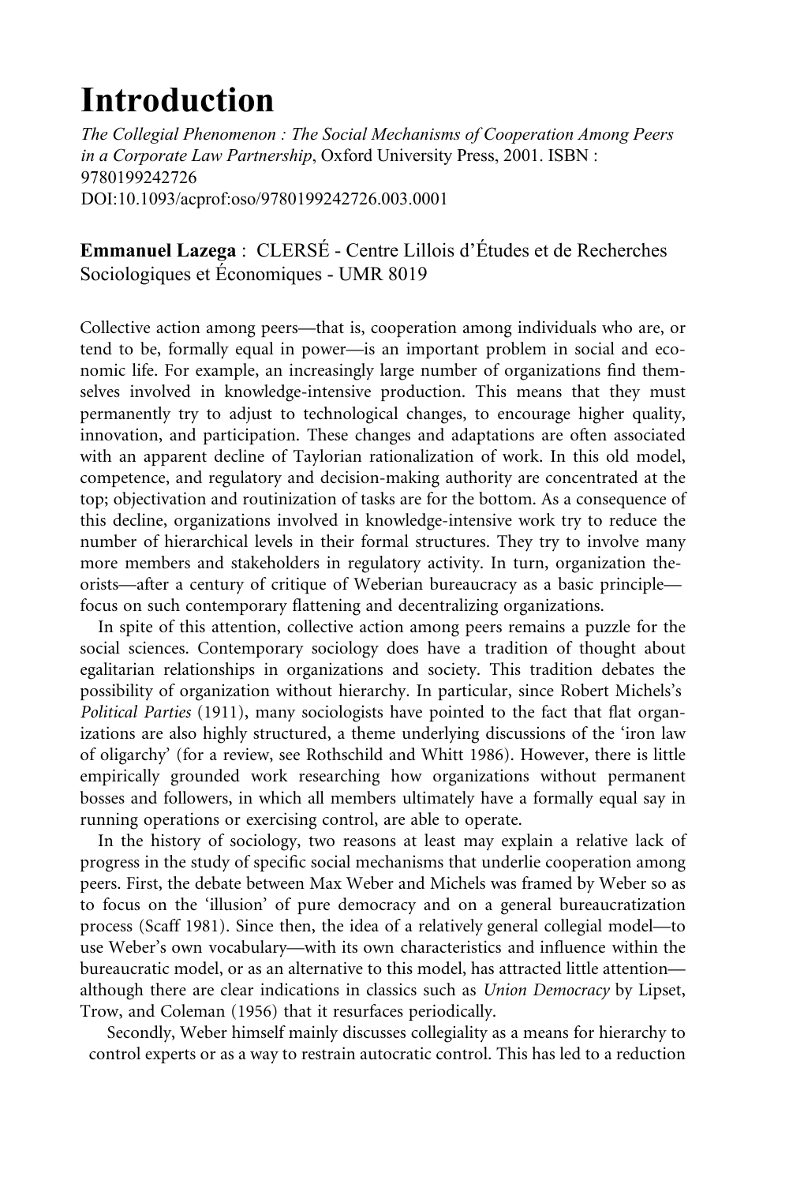# Introduction

*The Collegial Phenomenon : The Social Mechanisms of Cooperation Among Peers in a Corporate Law Partnership*, Oxford University Press, 2001. ISBN : 9780199242726
DOI:10.1093/acprof:oso/9780199242726.003.0001

**Emmanuel Lazega** : CLERSÉ - Centre Lillois d'Études et de Recherches Sociologiques et Économiques - UMR 8019

Collective action among peers—that is, cooperation among individuals who are, or tend to be, formally equal in power—is an important problem in social and economic life. For example, an increasingly large number of organizations find themselves involved in knowledge-intensive production. This means that they must permanently try to adjust to technological changes, to encourage higher quality, innovation, and participation. These changes and adaptations are often associated with an apparent decline of Taylorian rationalization of work. In this old model, competence, and regulatory and decision-making authority are concentrated at the top; objectivation and routinization of tasks are for the bottom. As a consequence of this decline, organizations involved in knowledge-intensive work try to reduce the number of hierarchical levels in their formal structures. They try to involve many more members and stakeholders in regulatory activity. In turn, organization theorists—after a century of critique of Weberian bureaucracy as a basic principle—focus on such contemporary flattening and decentralizing organizations.

In spite of this attention, collective action among peers remains a puzzle for the social sciences. Contemporary sociology does have a tradition of thought about egalitarian relationships in organizations and society. This tradition debates the possibility of organization without hierarchy. In particular, since Robert Michels's *Political Parties* (1911), many sociologists have pointed to the fact that flat organizations are also highly structured, a theme underlying discussions of the 'iron law of oligarchy' (for a review, see Rothschild and Whitt 1986). However, there is little empirically grounded work researching how organizations without permanent bosses and followers, in which all members ultimately have a formally equal say in running operations or exercising control, are able to operate.

In the history of sociology, two reasons at least may explain a relative lack of progress in the study of specific social mechanisms that underlie cooperation among peers. First, the debate between Max Weber and Michels was framed by Weber so as to focus on the 'illusion' of pure democracy and on a general bureaucratization process (Scaff 1981). Since then, the idea of a relatively general collegial model—to use Weber's own vocabulary—with its own characteristics and influence within the bureaucratic model, or as an alternative to this model, has attracted little attention—although there are clear indications in classics such as *Union Democracy* by Lipset, Trow, and Coleman (1956) that it resurfaces periodically.

Secondly, Weber himself mainly discusses collegiality as a means for hierarchy to control experts or as a way to restrain autocratic control. This has led to a reduction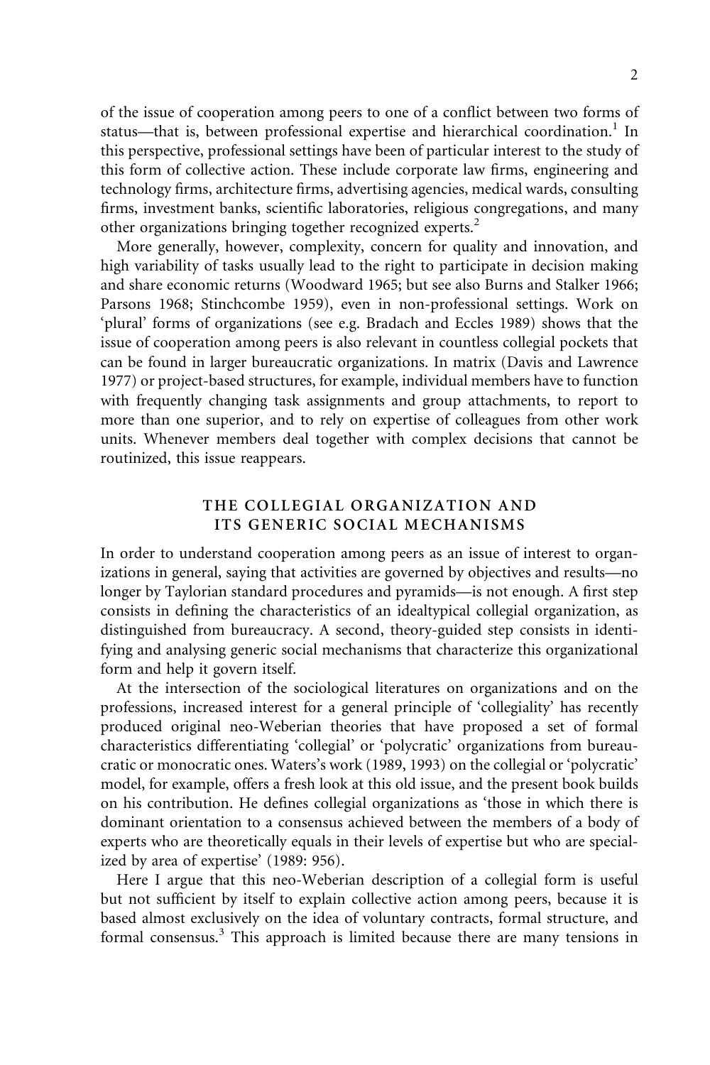of the issue of cooperation among peers to one of a conflict between two forms of status—that is, between professional expertise and hierarchical coordination.[1] In this perspective, professional settings have been of particular interest to the study of this form of collective action. These include corporate law firms, engineering and technology firms, architecture firms, advertising agencies, medical wards, consulting firms, investment banks, scientific laboratories, religious congregations, and many other organizations bringing together recognized experts.[2]

More generally, however, complexity, concern for quality and innovation, and high variability of tasks usually lead to the right to participate in decision making and share economic returns (Woodward 1965; but see also Burns and Stalker 1966; Parsons 1968; Stinchcombe 1959), even in non-professional settings. Work on 'plural' forms of organizations (see e.g. Bradach and Eccles 1989) shows that the issue of cooperation among peers is also relevant in countless collegial pockets that can be found in larger bureaucratic organizations. In matrix (Davis and Lawrence 1977) or project-based structures, for example, individual members have to function with frequently changing task assignments and group attachments, to report to more than one superior, and to rely on expertise of colleagues from other work units. Whenever members deal together with complex decisions that cannot be routinized, this issue reappears.

## THE COLLEGIAL ORGANIZATION AND ITS GENERIC SOCIAL MECHANISMS

In order to understand cooperation among peers as an issue of interest to organizations in general, saying that activities are governed by objectives and results—no longer by Taylorian standard procedures and pyramids—is not enough. A first step consists in defining the characteristics of an idealtypical collegial organization, as distinguished from bureaucracy. A second, theory-guided step consists in identifying and analysing generic social mechanisms that characterize this organizational form and help it govern itself.

At the intersection of the sociological literatures on organizations and on the professions, increased interest for a general principle of 'collegiality' has recently produced original neo-Weberian theories that have proposed a set of formal characteristics differentiating 'collegial' or 'polycratic' organizations from bureaucratic or monocratic ones. Waters's work (1989, 1993) on the collegial or 'polycratic' model, for example, offers a fresh look at this old issue, and the present book builds on his contribution. He defines collegial organizations as 'those in which there is dominant orientation to a consensus achieved between the members of a body of experts who are theoretically equals in their levels of expertise but who are specialized by area of expertise' (1989: 956).

Here I argue that this neo-Weberian description of a collegial form is useful but not sufficient by itself to explain collective action among peers, because it is based almost exclusively on the idea of voluntary contracts, formal structure, and formal consensus.[3] This approach is limited because there are many tensions in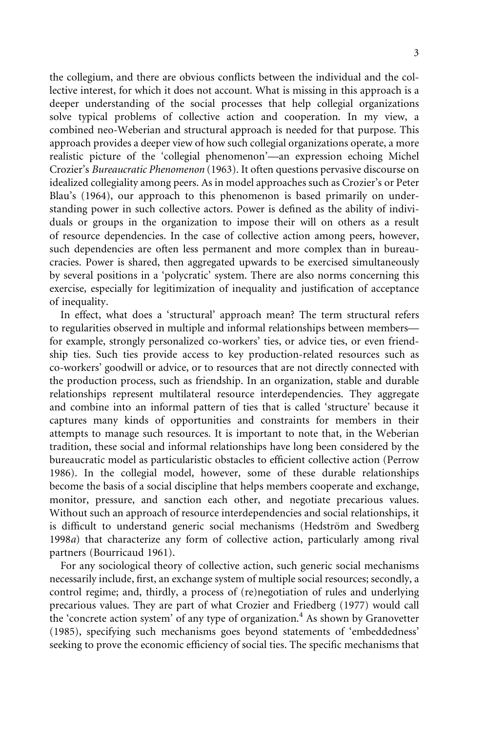the collegium, and there are obvious conflicts between the individual and the collective interest, for which it does not account. What is missing in this approach is a deeper understanding of the social processes that help collegial organizations solve typical problems of collective action and cooperation. In my view, a combined neo-Weberian and structural approach is needed for that purpose. This approach provides a deeper view of how such collegial organizations operate, a more realistic picture of the 'collegial phenomenon'—an expression echoing Michel Crozier's *Bureaucratic Phenomenon* (1963). It often questions pervasive discourse on idealized collegiality among peers. As in model approaches such as Crozier's or Peter Blau's (1964), our approach to this phenomenon is based primarily on understanding power in such collective actors. Power is defined as the ability of individuals or groups in the organization to impose their will on others as a result of resource dependencies. In the case of collective action among peers, however, such dependencies are often less permanent and more complex than in bureaucracies. Power is shared, then aggregated upwards to be exercised simultaneously by several positions in a 'polycratic' system. There are also norms concerning this exercise, especially for legitimization of inequality and justification of acceptance of inequality.

In effect, what does a 'structural' approach mean? The term structural refers to regularities observed in multiple and informal relationships between members—for example, strongly personalized co-workers' ties, or advice ties, or even friendship ties. Such ties provide access to key production-related resources such as co-workers' goodwill or advice, or to resources that are not directly connected with the production process, such as friendship. In an organization, stable and durable relationships represent multilateral resource interdependencies. They aggregate and combine into an informal pattern of ties that is called 'structure' because it captures many kinds of opportunities and constraints for members in their attempts to manage such resources. It is important to note that, in the Weberian tradition, these social and informal relationships have long been considered by the bureaucratic model as particularistic obstacles to efficient collective action (Perrow 1986). In the collegial model, however, some of these durable relationships become the basis of a social discipline that helps members cooperate and exchange, monitor, pressure, and sanction each other, and negotiate precarious values. Without such an approach of resource interdependencies and social relationships, it is difficult to understand generic social mechanisms (Hedström and Swedberg 1998*a*) that characterize any form of collective action, particularly among rival partners (Bourricaud 1961).

For any sociological theory of collective action, such generic social mechanisms necessarily include, first, an exchange system of multiple social resources; secondly, a control regime; and, thirdly, a process of (re)negotiation of rules and underlying precarious values. They are part of what Crozier and Friedberg (1977) would call the 'concrete action system' of any type of organization.[4] As shown by Granovetter (1985), specifying such mechanisms goes beyond statements of 'embeddedness' seeking to prove the economic efficiency of social ties. The specific mechanisms that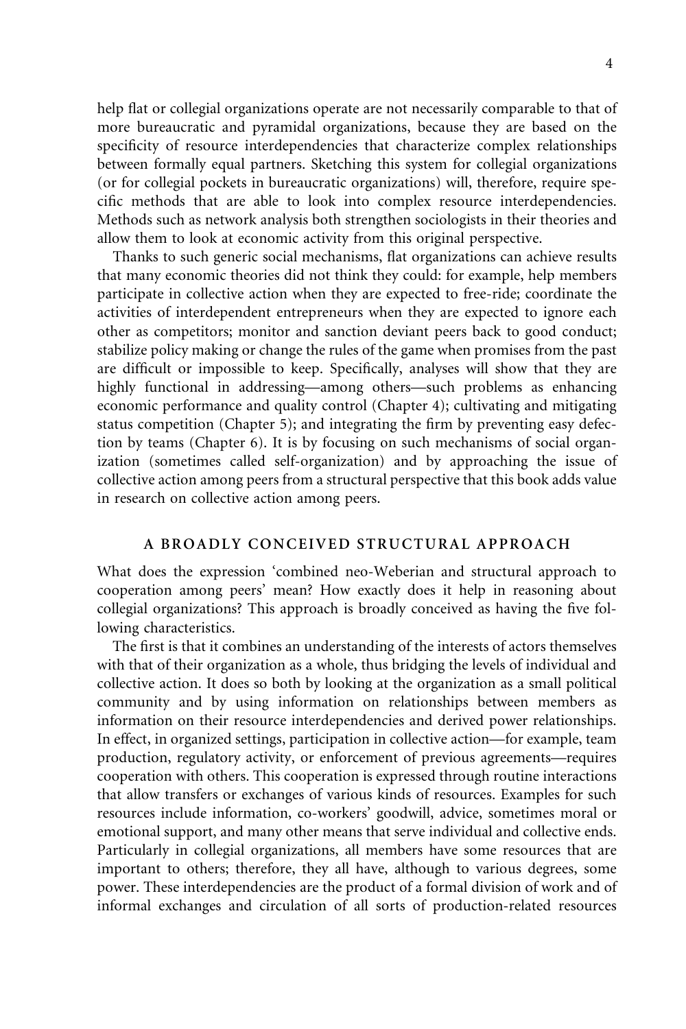help flat or collegial organizations operate are not necessarily comparable to that of more bureaucratic and pyramidal organizations, because they are based on the specificity of resource interdependencies that characterize complex relationships between formally equal partners. Sketching this system for collegial organizations (or for collegial pockets in bureaucratic organizations) will, therefore, require specific methods that are able to look into complex resource interdependencies. Methods such as network analysis both strengthen sociologists in their theories and allow them to look at economic activity from this original perspective.

Thanks to such generic social mechanisms, flat organizations can achieve results that many economic theories did not think they could: for example, help members participate in collective action when they are expected to free-ride; coordinate the activities of interdependent entrepreneurs when they are expected to ignore each other as competitors; monitor and sanction deviant peers back to good conduct; stabilize policy making or change the rules of the game when promises from the past are difficult or impossible to keep. Specifically, analyses will show that they are highly functional in addressing—among others—such problems as enhancing economic performance and quality control (Chapter 4); cultivating and mitigating status competition (Chapter 5); and integrating the firm by preventing easy defection by teams (Chapter 6). It is by focusing on such mechanisms of social organization (sometimes called self-organization) and by approaching the issue of collective action among peers from a structural perspective that this book adds value in research on collective action among peers.

## A BROADLY CONCEIVED STRUCTURAL APPROACH

What does the expression 'combined neo-Weberian and structural approach to cooperation among peers' mean? How exactly does it help in reasoning about collegial organizations? This approach is broadly conceived as having the five following characteristics.

The first is that it combines an understanding of the interests of actors themselves with that of their organization as a whole, thus bridging the levels of individual and collective action. It does so both by looking at the organization as a small political community and by using information on relationships between members as information on their resource interdependencies and derived power relationships. In effect, in organized settings, participation in collective action—for example, team production, regulatory activity, or enforcement of previous agreements—requires cooperation with others. This cooperation is expressed through routine interactions that allow transfers or exchanges of various kinds of resources. Examples for such resources include information, co-workers' goodwill, advice, sometimes moral or emotional support, and many other means that serve individual and collective ends. Particularly in collegial organizations, all members have some resources that are important to others; therefore, they all have, although to various degrees, some power. These interdependencies are the product of a formal division of work and of informal exchanges and circulation of all sorts of production-related resources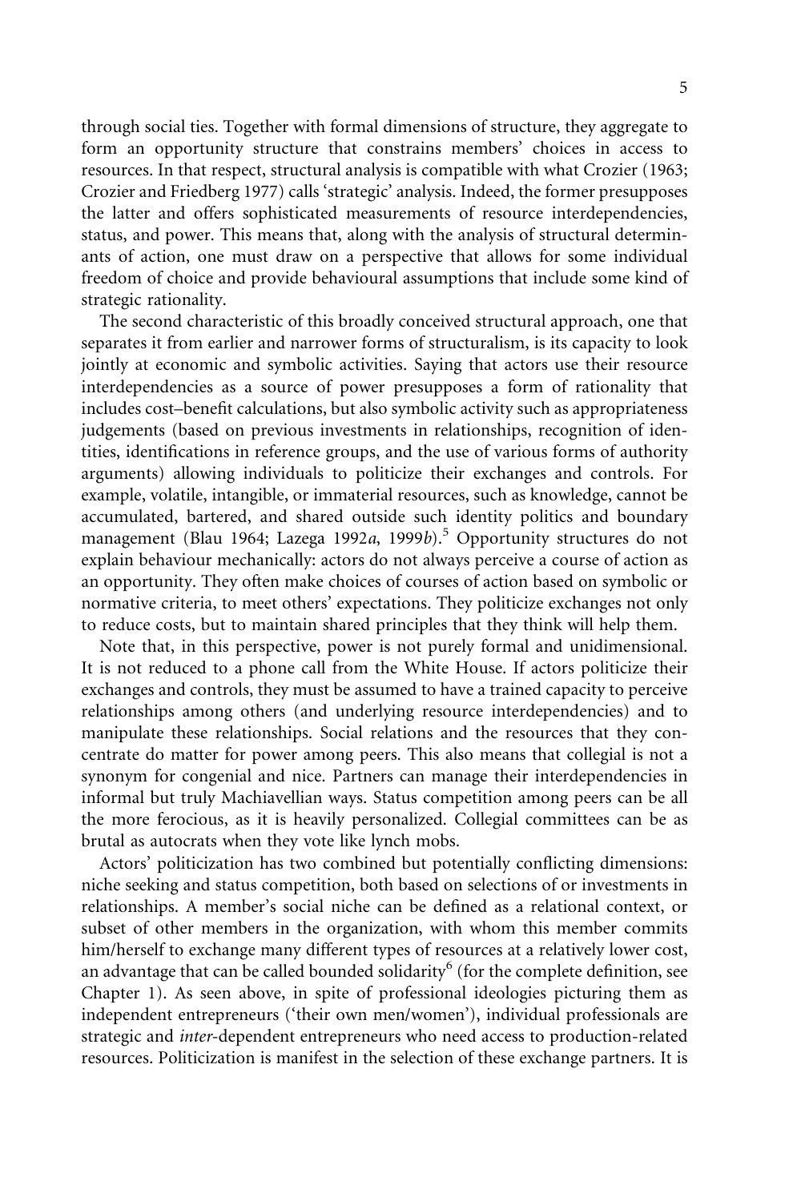through social ties. Together with formal dimensions of structure, they aggregate to form an opportunity structure that constrains members' choices in access to resources. In that respect, structural analysis is compatible with what Crozier (1963; Crozier and Friedberg 1977) calls 'strategic' analysis. Indeed, the former presupposes the latter and offers sophisticated measurements of resource interdependencies, status, and power. This means that, along with the analysis of structural determinants of action, one must draw on a perspective that allows for some individual freedom of choice and provide behavioural assumptions that include some kind of strategic rationality.

The second characteristic of this broadly conceived structural approach, one that separates it from earlier and narrower forms of structuralism, is its capacity to look jointly at economic and symbolic activities. Saying that actors use their resource interdependencies as a source of power presupposes a form of rationality that includes cost–benefit calculations, but also symbolic activity such as appropriateness judgements (based on previous investments in relationships, recognition of identities, identifications in reference groups, and the use of various forms of authority arguments) allowing individuals to politicize their exchanges and controls. For example, volatile, intangible, or immaterial resources, such as knowledge, cannot be accumulated, bartered, and shared outside such identity politics and boundary management (Blau 1964; Lazega 1992*a*, 1999*b*).[5] Opportunity structures do not explain behaviour mechanically: actors do not always perceive a course of action as an opportunity. They often make choices of courses of action based on symbolic or normative criteria, to meet others' expectations. They politicize exchanges not only to reduce costs, but to maintain shared principles that they think will help them.

Note that, in this perspective, power is not purely formal and unidimensional. It is not reduced to a phone call from the White House. If actors politicize their exchanges and controls, they must be assumed to have a trained capacity to perceive relationships among others (and underlying resource interdependencies) and to manipulate these relationships. Social relations and the resources that they concentrate do matter for power among peers. This also means that collegial is not a synonym for congenial and nice. Partners can manage their interdependencies in informal but truly Machiavellian ways. Status competition among peers can be all the more ferocious, as it is heavily personalized. Collegial committees can be as brutal as autocrats when they vote like lynch mobs.

Actors' politicization has two combined but potentially conflicting dimensions: niche seeking and status competition, both based on selections of or investments in relationships. A member's social niche can be defined as a relational context, or subset of other members in the organization, with whom this member commits him/herself to exchange many different types of resources at a relatively lower cost, an advantage that can be called bounded solidarity[6] (for the complete definition, see Chapter 1). As seen above, in spite of professional ideologies picturing them as independent entrepreneurs ('their own men/women'), individual professionals are strategic and *inter*-dependent entrepreneurs who need access to production-related resources. Politicization is manifest in the selection of these exchange partners. It is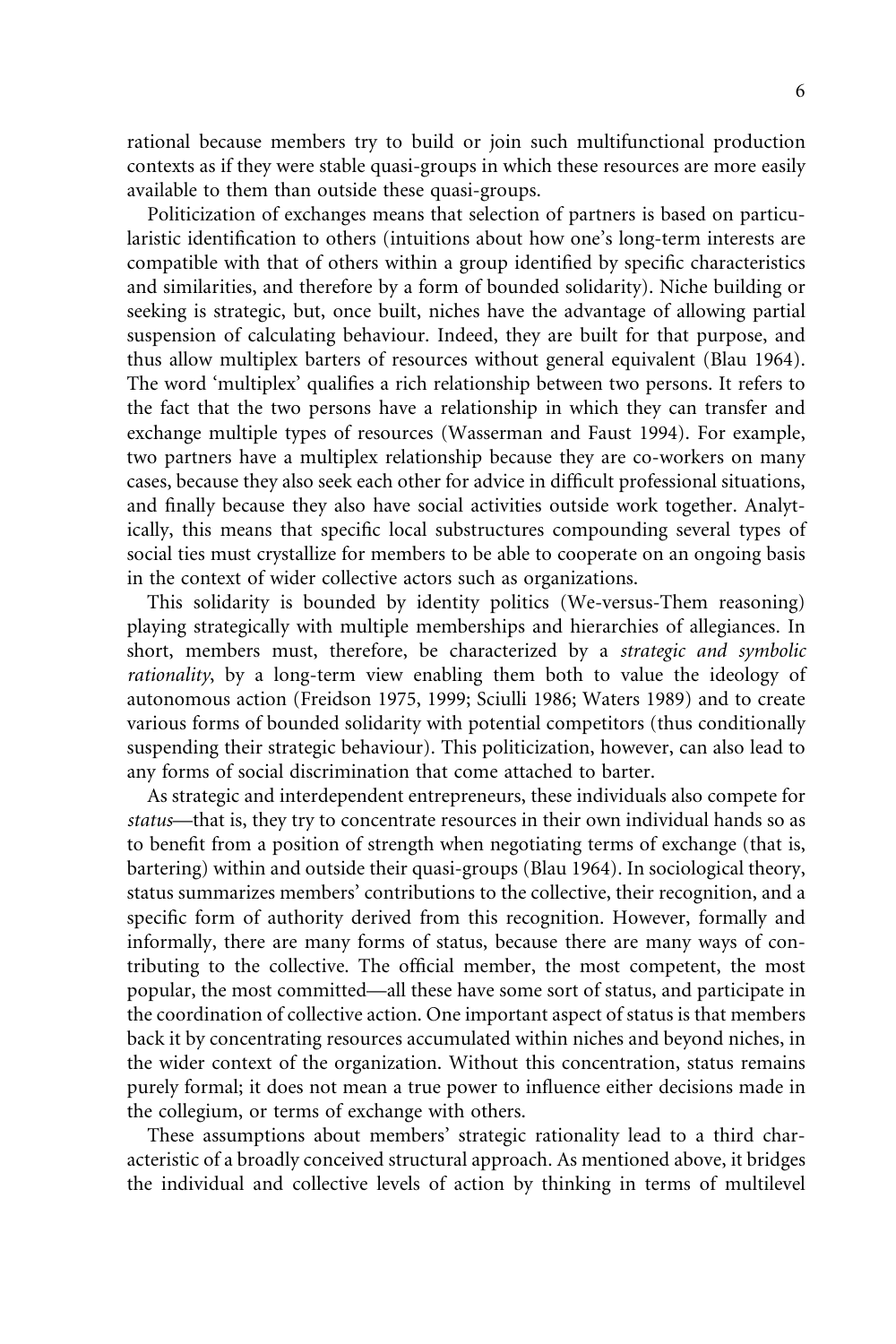rational because members try to build or join such multifunctional production contexts as if they were stable quasi-groups in which these resources are more easily available to them than outside these quasi-groups.

Politicization of exchanges means that selection of partners is based on particularistic identification to others (intuitions about how one's long-term interests are compatible with that of others within a group identified by specific characteristics and similarities, and therefore by a form of bounded solidarity). Niche building or seeking is strategic, but, once built, niches have the advantage of allowing partial suspension of calculating behaviour. Indeed, they are built for that purpose, and thus allow multiplex barters of resources without general equivalent (Blau 1964). The word 'multiplex' qualifies a rich relationship between two persons. It refers to the fact that the two persons have a relationship in which they can transfer and exchange multiple types of resources (Wasserman and Faust 1994). For example, two partners have a multiplex relationship because they are co-workers on many cases, because they also seek each other for advice in difficult professional situations, and finally because they also have social activities outside work together. Analytically, this means that specific local substructures compounding several types of social ties must crystallize for members to be able to cooperate on an ongoing basis in the context of wider collective actors such as organizations.

This solidarity is bounded by identity politics (We-versus-Them reasoning) playing strategically with multiple memberships and hierarchies of allegiances. In short, members must, therefore, be characterized by a *strategic and symbolic rationality*, by a long-term view enabling them both to value the ideology of autonomous action (Freidson 1975, 1999; Sciulli 1986; Waters 1989) and to create various forms of bounded solidarity with potential competitors (thus conditionally suspending their strategic behaviour). This politicization, however, can also lead to any forms of social discrimination that come attached to barter.

As strategic and interdependent entrepreneurs, these individuals also compete for *status*—that is, they try to concentrate resources in their own individual hands so as to benefit from a position of strength when negotiating terms of exchange (that is, bartering) within and outside their quasi-groups (Blau 1964). In sociological theory, status summarizes members' contributions to the collective, their recognition, and a specific form of authority derived from this recognition. However, formally and informally, there are many forms of status, because there are many ways of contributing to the collective. The official member, the most competent, the most popular, the most committed—all these have some sort of status, and participate in the coordination of collective action. One important aspect of status is that members back it by concentrating resources accumulated within niches and beyond niches, in the wider context of the organization. Without this concentration, status remains purely formal; it does not mean a true power to influence either decisions made in the collegium, or terms of exchange with others.

These assumptions about members' strategic rationality lead to a third characteristic of a broadly conceived structural approach. As mentioned above, it bridges the individual and collective levels of action by thinking in terms of multilevel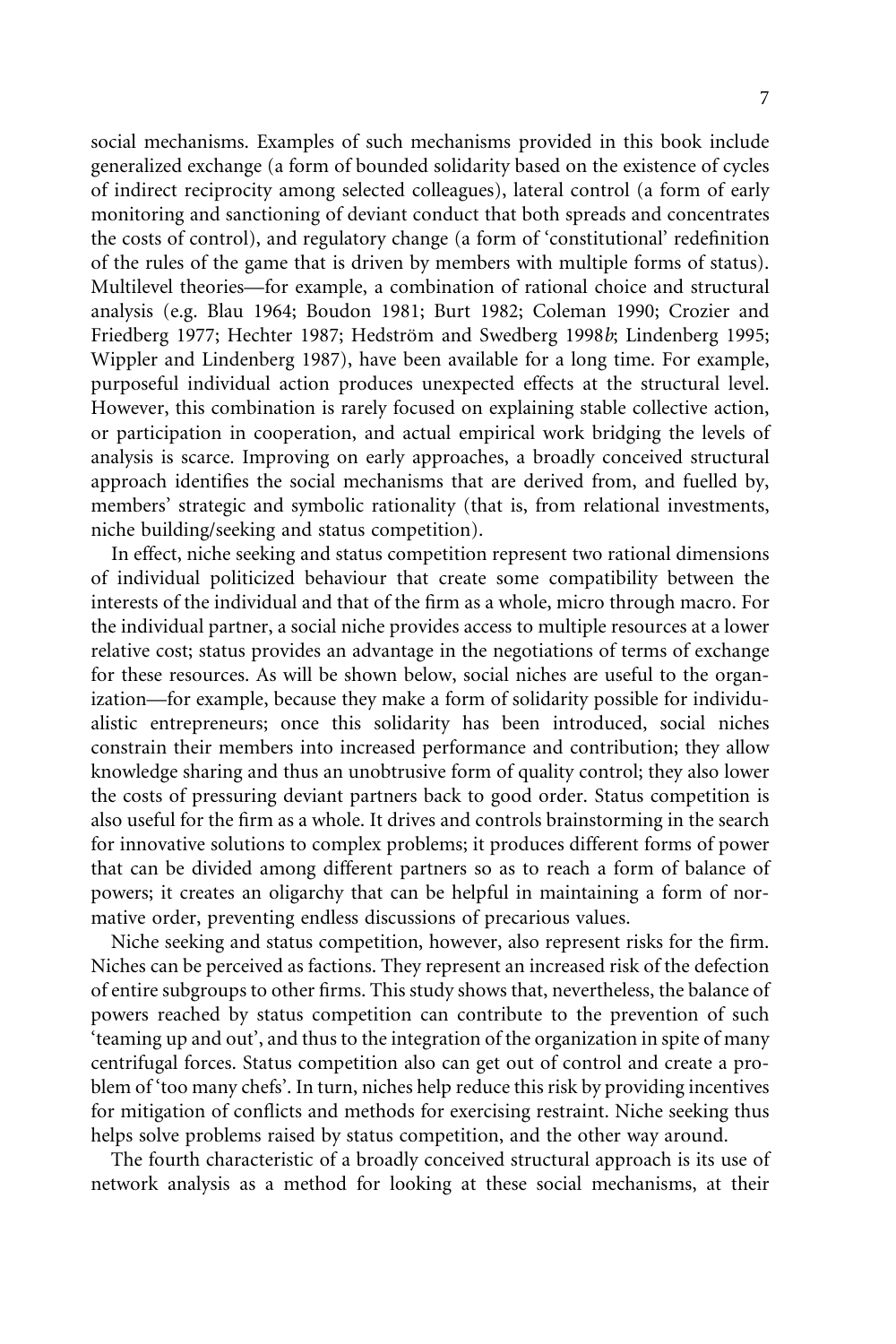social mechanisms. Examples of such mechanisms provided in this book include generalized exchange (a form of bounded solidarity based on the existence of cycles of indirect reciprocity among selected colleagues), lateral control (a form of early monitoring and sanctioning of deviant conduct that both spreads and concentrates the costs of control), and regulatory change (a form of 'constitutional' redefinition of the rules of the game that is driven by members with multiple forms of status). Multilevel theories—for example, a combination of rational choice and structural analysis (e.g. Blau 1964; Boudon 1981; Burt 1982; Coleman 1990; Crozier and Friedberg 1977; Hechter 1987; Hedström and Swedberg 1998*b*; Lindenberg 1995; Wippler and Lindenberg 1987), have been available for a long time. For example, purposeful individual action produces unexpected effects at the structural level. However, this combination is rarely focused on explaining stable collective action, or participation in cooperation, and actual empirical work bridging the levels of analysis is scarce. Improving on early approaches, a broadly conceived structural approach identifies the social mechanisms that are derived from, and fuelled by, members' strategic and symbolic rationality (that is, from relational investments, niche building/seeking and status competition).

In effect, niche seeking and status competition represent two rational dimensions of individual politicized behaviour that create some compatibility between the interests of the individual and that of the firm as a whole, micro through macro. For the individual partner, a social niche provides access to multiple resources at a lower relative cost; status provides an advantage in the negotiations of terms of exchange for these resources. As will be shown below, social niches are useful to the organization—for example, because they make a form of solidarity possible for individualistic entrepreneurs; once this solidarity has been introduced, social niches constrain their members into increased performance and contribution; they allow knowledge sharing and thus an unobtrusive form of quality control; they also lower the costs of pressuring deviant partners back to good order. Status competition is also useful for the firm as a whole. It drives and controls brainstorming in the search for innovative solutions to complex problems; it produces different forms of power that can be divided among different partners so as to reach a form of balance of powers; it creates an oligarchy that can be helpful in maintaining a form of normative order, preventing endless discussions of precarious values.

Niche seeking and status competition, however, also represent risks for the firm. Niches can be perceived as factions. They represent an increased risk of the defection of entire subgroups to other firms. This study shows that, nevertheless, the balance of powers reached by status competition can contribute to the prevention of such 'teaming up and out', and thus to the integration of the organization in spite of many centrifugal forces. Status competition also can get out of control and create a problem of 'too many chefs'. In turn, niches help reduce this risk by providing incentives for mitigation of conflicts and methods for exercising restraint. Niche seeking thus helps solve problems raised by status competition, and the other way around.

The fourth characteristic of a broadly conceived structural approach is its use of network analysis as a method for looking at these social mechanisms, at their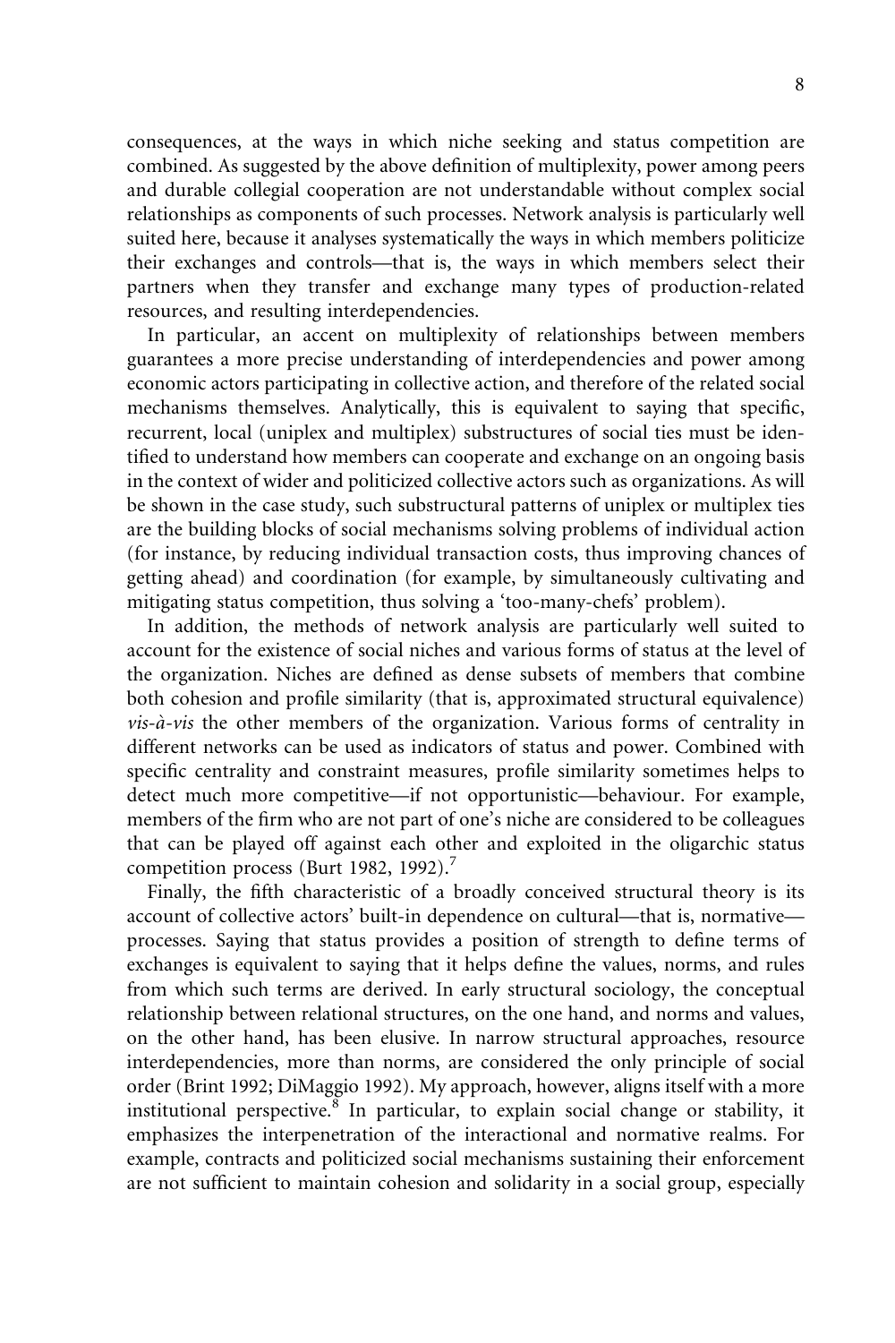consequences, at the ways in which niche seeking and status competition are combined. As suggested by the above definition of multiplexity, power among peers and durable collegial cooperation are not understandable without complex social relationships as components of such processes. Network analysis is particularly well suited here, because it analyses systematically the ways in which members politicize their exchanges and controls—that is, the ways in which members select their partners when they transfer and exchange many types of production-related resources, and resulting interdependencies.

In particular, an accent on multiplexity of relationships between members guarantees a more precise understanding of interdependencies and power among economic actors participating in collective action, and therefore of the related social mechanisms themselves. Analytically, this is equivalent to saying that specific, recurrent, local (uniplex and multiplex) substructures of social ties must be identified to understand how members can cooperate and exchange on an ongoing basis in the context of wider and politicized collective actors such as organizations. As will be shown in the case study, such substructural patterns of uniplex or multiplex ties are the building blocks of social mechanisms solving problems of individual action (for instance, by reducing individual transaction costs, thus improving chances of getting ahead) and coordination (for example, by simultaneously cultivating and mitigating status competition, thus solving a 'too-many-chefs' problem).

In addition, the methods of network analysis are particularly well suited to account for the existence of social niches and various forms of status at the level of the organization. Niches are defined as dense subsets of members that combine both cohesion and profile similarity (that is, approximated structural equivalence) *vis-à-vis* the other members of the organization. Various forms of centrality in different networks can be used as indicators of status and power. Combined with specific centrality and constraint measures, profile similarity sometimes helps to detect much more competitive—if not opportunistic—behaviour. For example, members of the firm who are not part of one's niche are considered to be colleagues that can be played off against each other and exploited in the oligarchic status competition process (Burt 1982, 1992).[7]

Finally, the fifth characteristic of a broadly conceived structural theory is its account of collective actors' built-in dependence on cultural—that is, normative—processes. Saying that status provides a position of strength to define terms of exchanges is equivalent to saying that it helps define the values, norms, and rules from which such terms are derived. In early structural sociology, the conceptual relationship between relational structures, on the one hand, and norms and values, on the other hand, has been elusive. In narrow structural approaches, resource interdependencies, more than norms, are considered the only principle of social order (Brint 1992; DiMaggio 1992). My approach, however, aligns itself with a more institutional perspective.[8] In particular, to explain social change or stability, it emphasizes the interpenetration of the interactional and normative realms. For example, contracts and politicized social mechanisms sustaining their enforcement are not sufficient to maintain cohesion and solidarity in a social group, especially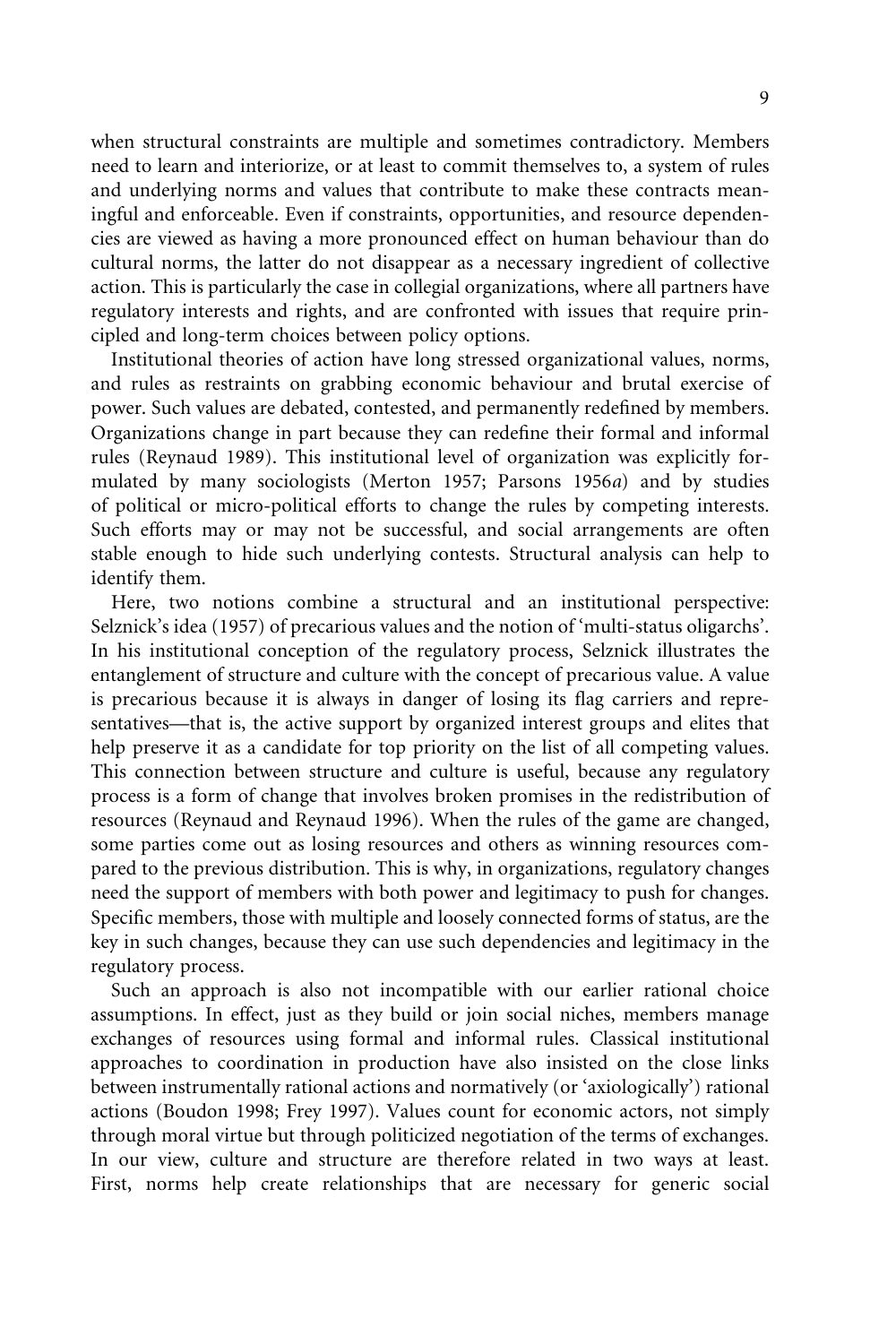when structural constraints are multiple and sometimes contradictory. Members need to learn and interiorize, or at least to commit themselves to, a system of rules and underlying norms and values that contribute to make these contracts meaningful and enforceable. Even if constraints, opportunities, and resource dependencies are viewed as having a more pronounced effect on human behaviour than do cultural norms, the latter do not disappear as a necessary ingredient of collective action. This is particularly the case in collegial organizations, where all partners have regulatory interests and rights, and are confronted with issues that require principled and long-term choices between policy options.

Institutional theories of action have long stressed organizational values, norms, and rules as restraints on grabbing economic behaviour and brutal exercise of power. Such values are debated, contested, and permanently redefined by members. Organizations change in part because they can redefine their formal and informal rules (Reynaud 1989). This institutional level of organization was explicitly formulated by many sociologists (Merton 1957; Parsons 1956*a*) and by studies of political or micro-political efforts to change the rules by competing interests. Such efforts may or may not be successful, and social arrangements are often stable enough to hide such underlying contests. Structural analysis can help to identify them.

Here, two notions combine a structural and an institutional perspective: Selznick's idea (1957) of precarious values and the notion of 'multi-status oligarchs'. In his institutional conception of the regulatory process, Selznick illustrates the entanglement of structure and culture with the concept of precarious value. A value is precarious because it is always in danger of losing its flag carriers and representatives—that is, the active support by organized interest groups and elites that help preserve it as a candidate for top priority on the list of all competing values. This connection between structure and culture is useful, because any regulatory process is a form of change that involves broken promises in the redistribution of resources (Reynaud and Reynaud 1996). When the rules of the game are changed, some parties come out as losing resources and others as winning resources compared to the previous distribution. This is why, in organizations, regulatory changes need the support of members with both power and legitimacy to push for changes. Specific members, those with multiple and loosely connected forms of status, are the key in such changes, because they can use such dependencies and legitimacy in the regulatory process.

Such an approach is also not incompatible with our earlier rational choice assumptions. In effect, just as they build or join social niches, members manage exchanges of resources using formal and informal rules. Classical institutional approaches to coordination in production have also insisted on the close links between instrumentally rational actions and normatively (or 'axiologically') rational actions (Boudon 1998; Frey 1997). Values count for economic actors, not simply through moral virtue but through politicized negotiation of the terms of exchanges. In our view, culture and structure are therefore related in two ways at least. First, norms help create relationships that are necessary for generic social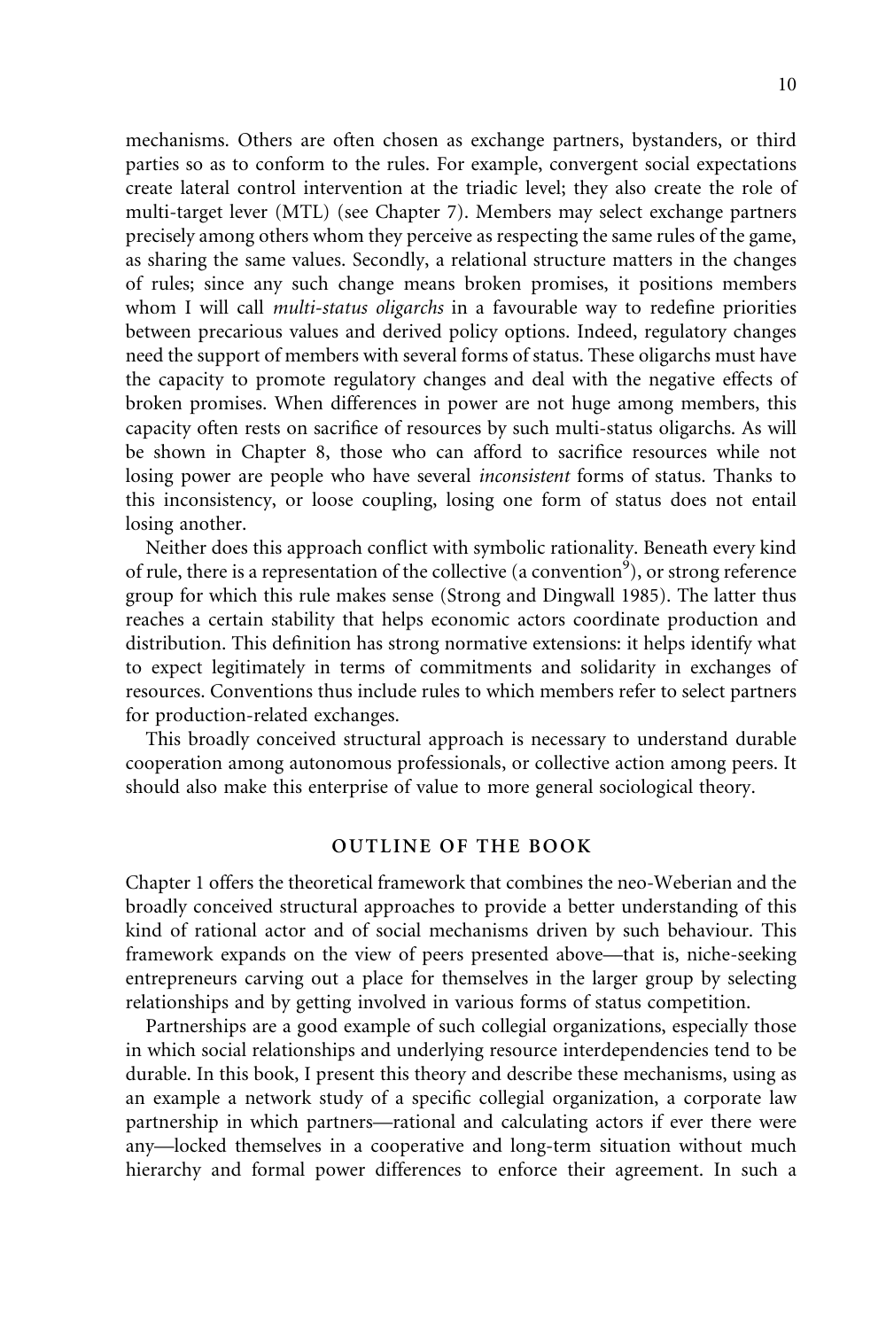mechanisms. Others are often chosen as exchange partners, bystanders, or third parties so as to conform to the rules. For example, convergent social expectations create lateral control intervention at the triadic level; they also create the role of multi-target lever (MTL) (see Chapter 7). Members may select exchange partners precisely among others whom they perceive as respecting the same rules of the game, as sharing the same values. Secondly, a relational structure matters in the changes of rules; since any such change means broken promises, it positions members whom I will call *multi-status oligarchs* in a favourable way to redefine priorities between precarious values and derived policy options. Indeed, regulatory changes need the support of members with several forms of status. These oligarchs must have the capacity to promote regulatory changes and deal with the negative effects of broken promises. When differences in power are not huge among members, this capacity often rests on sacrifice of resources by such multi-status oligarchs. As will be shown in Chapter 8, those who can afford to sacrifice resources while not losing power are people who have several *inconsistent* forms of status. Thanks to this inconsistency, or loose coupling, losing one form of status does not entail losing another.

Neither does this approach conflict with symbolic rationality. Beneath every kind of rule, there is a representation of the collective (a convention[9]), or strong reference group for which this rule makes sense (Strong and Dingwall 1985). The latter thus reaches a certain stability that helps economic actors coordinate production and distribution. This definition has strong normative extensions: it helps identify what to expect legitimately in terms of commitments and solidarity in exchanges of resources. Conventions thus include rules to which members refer to select partners for production-related exchanges.

This broadly conceived structural approach is necessary to understand durable cooperation among autonomous professionals, or collective action among peers. It should also make this enterprise of value to more general sociological theory.

## OUTLINE OF THE BOOK

Chapter 1 offers the theoretical framework that combines the neo-Weberian and the broadly conceived structural approaches to provide a better understanding of this kind of rational actor and of social mechanisms driven by such behaviour. This framework expands on the view of peers presented above—that is, niche-seeking entrepreneurs carving out a place for themselves in the larger group by selecting relationships and by getting involved in various forms of status competition.

Partnerships are a good example of such collegial organizations, especially those in which social relationships and underlying resource interdependencies tend to be durable. In this book, I present this theory and describe these mechanisms, using as an example a network study of a specific collegial organization, a corporate law partnership in which partners—rational and calculating actors if ever there were any—locked themselves in a cooperative and long-term situation without much hierarchy and formal power differences to enforce their agreement. In such a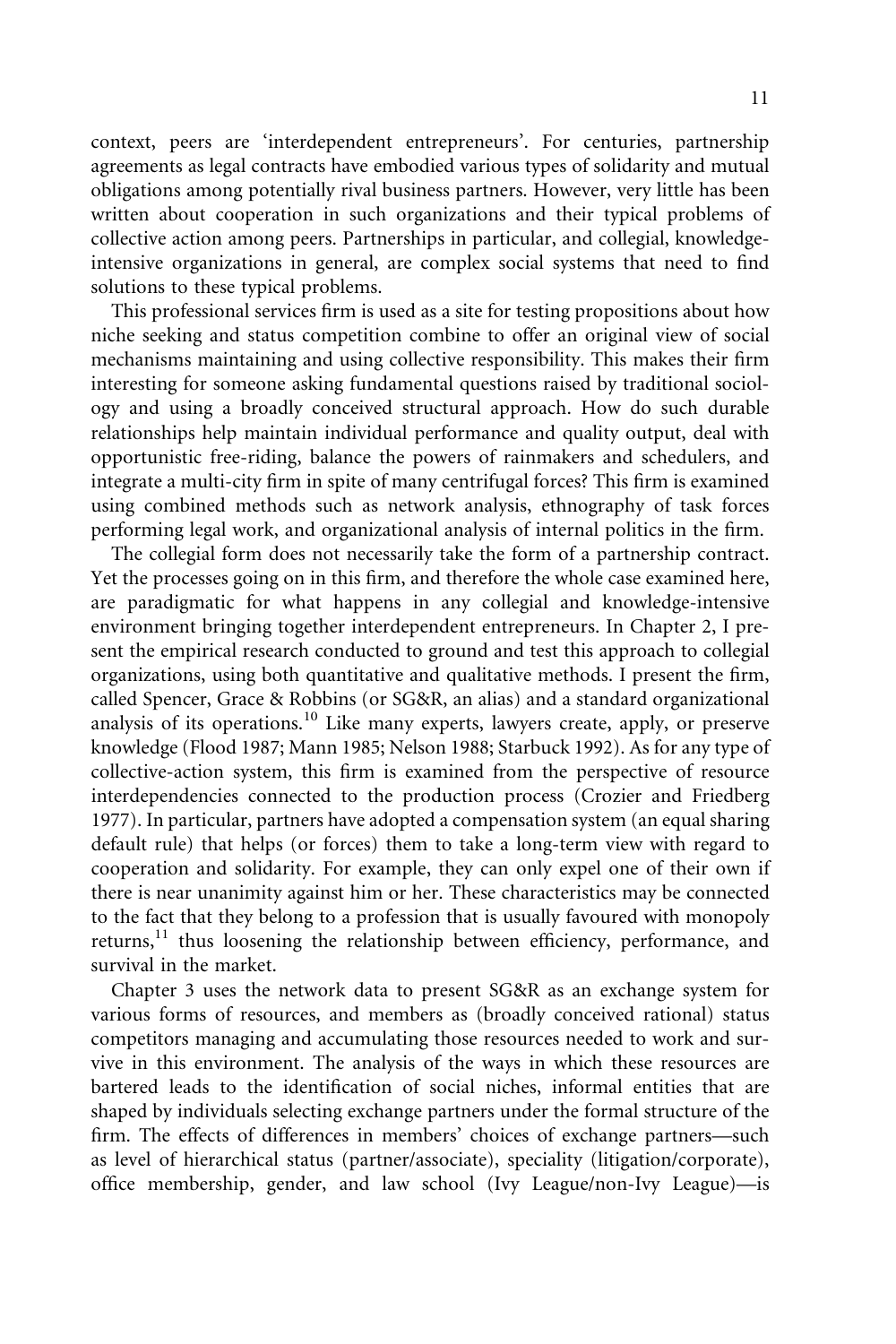context, peers are 'interdependent entrepreneurs'. For centuries, partnership agreements as legal contracts have embodied various types of solidarity and mutual obligations among potentially rival business partners. However, very little has been written about cooperation in such organizations and their typical problems of collective action among peers. Partnerships in particular, and collegial, knowledge-intensive organizations in general, are complex social systems that need to find solutions to these typical problems.

This professional services firm is used as a site for testing propositions about how niche seeking and status competition combine to offer an original view of social mechanisms maintaining and using collective responsibility. This makes their firm interesting for someone asking fundamental questions raised by traditional sociology and using a broadly conceived structural approach. How do such durable relationships help maintain individual performance and quality output, deal with opportunistic free-riding, balance the powers of rainmakers and schedulers, and integrate a multi-city firm in spite of many centrifugal forces? This firm is examined using combined methods such as network analysis, ethnography of task forces performing legal work, and organizational analysis of internal politics in the firm.

The collegial form does not necessarily take the form of a partnership contract. Yet the processes going on in this firm, and therefore the whole case examined here, are paradigmatic for what happens in any collegial and knowledge-intensive environment bringing together interdependent entrepreneurs. In Chapter 2, I present the empirical research conducted to ground and test this approach to collegial organizations, using both quantitative and qualitative methods. I present the firm, called Spencer, Grace & Robbins (or SG&R, an alias) and a standard organizational analysis of its operations.[10] Like many experts, lawyers create, apply, or preserve knowledge (Flood 1987; Mann 1985; Nelson 1988; Starbuck 1992). As for any type of collective-action system, this firm is examined from the perspective of resource interdependencies connected to the production process (Crozier and Friedberg 1977). In particular, partners have adopted a compensation system (an equal sharing default rule) that helps (or forces) them to take a long-term view with regard to cooperation and solidarity. For example, they can only expel one of their own if there is near unanimity against him or her. These characteristics may be connected to the fact that they belong to a profession that is usually favoured with monopoly returns,[11] thus loosening the relationship between efficiency, performance, and survival in the market.

Chapter 3 uses the network data to present SG&R as an exchange system for various forms of resources, and members as (broadly conceived rational) status competitors managing and accumulating those resources needed to work and survive in this environment. The analysis of the ways in which these resources are bartered leads to the identification of social niches, informal entities that are shaped by individuals selecting exchange partners under the formal structure of the firm. The effects of differences in members' choices of exchange partners—such as level of hierarchical status (partner/associate), speciality (litigation/corporate), office membership, gender, and law school (Ivy League/non-Ivy League)—is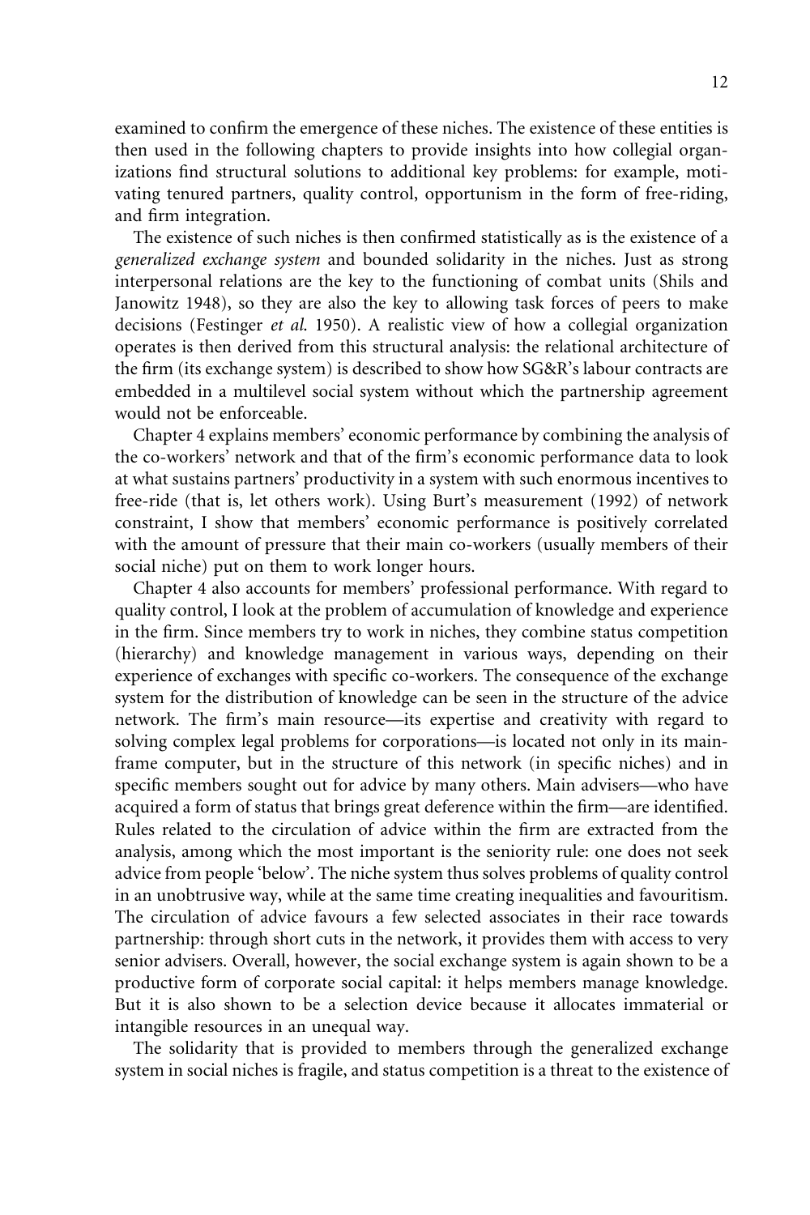examined to confirm the emergence of these niches. The existence of these entities is then used in the following chapters to provide insights into how collegial organizations find structural solutions to additional key problems: for example, motivating tenured partners, quality control, opportunism in the form of free-riding, and firm integration.

The existence of such niches is then confirmed statistically as is the existence of a *generalized exchange system* and bounded solidarity in the niches. Just as strong interpersonal relations are the key to the functioning of combat units (Shils and Janowitz 1948), so they are also the key to allowing task forces of peers to make decisions (Festinger *et al.* 1950). A realistic view of how a collegial organization operates is then derived from this structural analysis: the relational architecture of the firm (its exchange system) is described to show how SG&R's labour contracts are embedded in a multilevel social system without which the partnership agreement would not be enforceable.

Chapter 4 explains members' economic performance by combining the analysis of the co-workers' network and that of the firm's economic performance data to look at what sustains partners' productivity in a system with such enormous incentives to free-ride (that is, let others work). Using Burt's measurement (1992) of network constraint, I show that members' economic performance is positively correlated with the amount of pressure that their main co-workers (usually members of their social niche) put on them to work longer hours.

Chapter 4 also accounts for members' professional performance. With regard to quality control, I look at the problem of accumulation of knowledge and experience in the firm. Since members try to work in niches, they combine status competition (hierarchy) and knowledge management in various ways, depending on their experience of exchanges with specific co-workers. The consequence of the exchange system for the distribution of knowledge can be seen in the structure of the advice network. The firm's main resource—its expertise and creativity with regard to solving complex legal problems for corporations—is located not only in its mainframe computer, but in the structure of this network (in specific niches) and in specific members sought out for advice by many others. Main advisers—who have acquired a form of status that brings great deference within the firm—are identified. Rules related to the circulation of advice within the firm are extracted from the analysis, among which the most important is the seniority rule: one does not seek advice from people 'below'. The niche system thus solves problems of quality control in an unobtrusive way, while at the same time creating inequalities and favouritism. The circulation of advice favours a few selected associates in their race towards partnership: through short cuts in the network, it provides them with access to very senior advisers. Overall, however, the social exchange system is again shown to be a productive form of corporate social capital: it helps members manage knowledge. But it is also shown to be a selection device because it allocates immaterial or intangible resources in an unequal way.

The solidarity that is provided to members through the generalized exchange system in social niches is fragile, and status competition is a threat to the existence of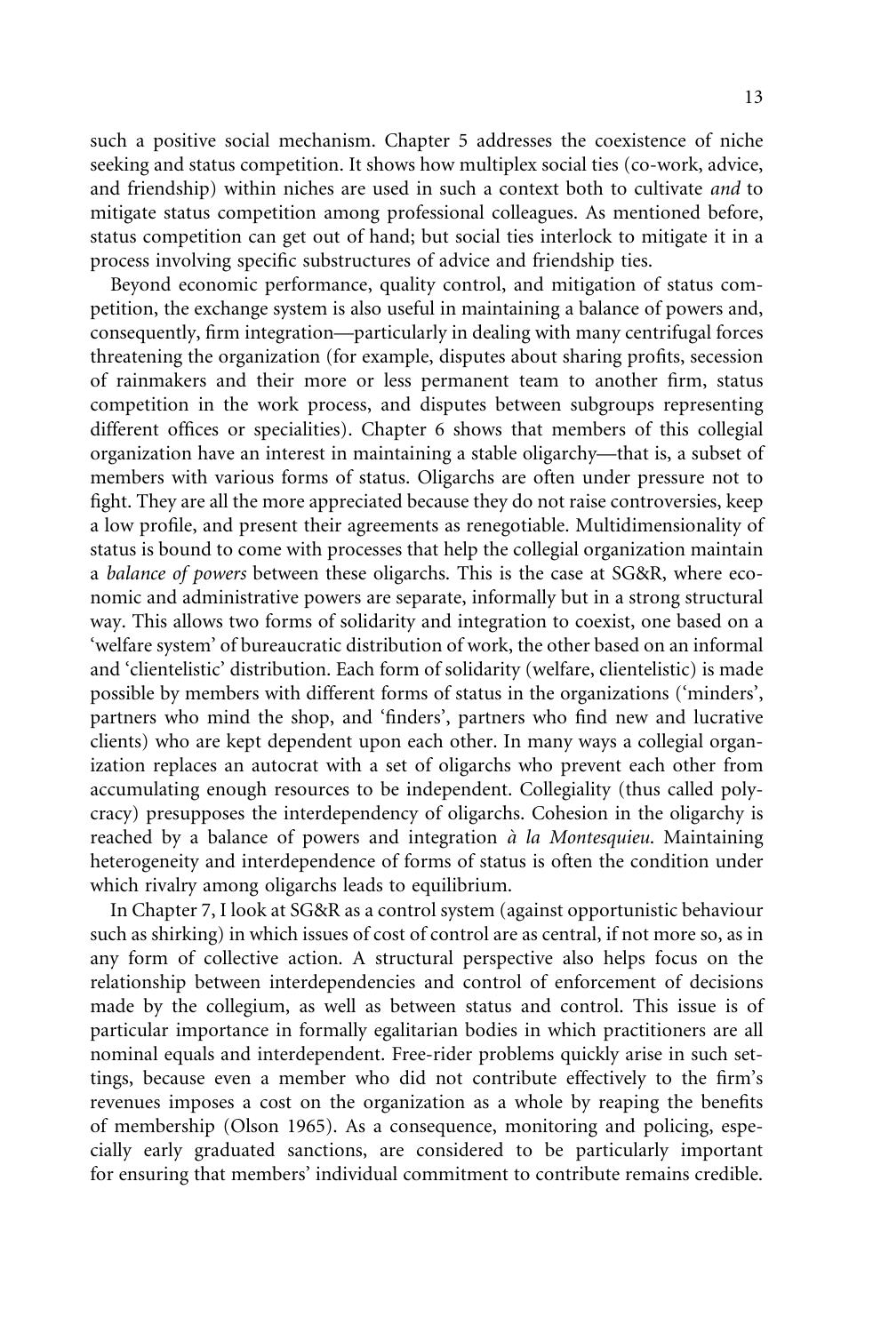such a positive social mechanism. Chapter 5 addresses the coexistence of niche seeking and status competition. It shows how multiplex social ties (co-work, advice, and friendship) within niches are used in such a context both to cultivate *and* to mitigate status competition among professional colleagues. As mentioned before, status competition can get out of hand; but social ties interlock to mitigate it in a process involving specific substructures of advice and friendship ties.

Beyond economic performance, quality control, and mitigation of status competition, the exchange system is also useful in maintaining a balance of powers and, consequently, firm integration—particularly in dealing with many centrifugal forces threatening the organization (for example, disputes about sharing profits, secession of rainmakers and their more or less permanent team to another firm, status competition in the work process, and disputes between subgroups representing different offices or specialities). Chapter 6 shows that members of this collegial organization have an interest in maintaining a stable oligarchy—that is, a subset of members with various forms of status. Oligarchs are often under pressure not to fight. They are all the more appreciated because they do not raise controversies, keep a low profile, and present their agreements as renegotiable. Multidimensionality of status is bound to come with processes that help the collegial organization maintain a *balance of powers* between these oligarchs. This is the case at SG&R, where economic and administrative powers are separate, informally but in a strong structural way. This allows two forms of solidarity and integration to coexist, one based on a 'welfare system' of bureaucratic distribution of work, the other based on an informal and 'clientelistic' distribution. Each form of solidarity (welfare, clientelistic) is made possible by members with different forms of status in the organizations ('minders', partners who mind the shop, and 'finders', partners who find new and lucrative clients) who are kept dependent upon each other. In many ways a collegial organization replaces an autocrat with a set of oligarchs who prevent each other from accumulating enough resources to be independent. Collegiality (thus called polycracy) presupposes the interdependency of oligarchs. Cohesion in the oligarchy is reached by a balance of powers and integration *à la Montesquieu*. Maintaining heterogeneity and interdependence of forms of status is often the condition under which rivalry among oligarchs leads to equilibrium.

In Chapter 7, I look at SG&R as a control system (against opportunistic behaviour such as shirking) in which issues of cost of control are as central, if not more so, as in any form of collective action. A structural perspective also helps focus on the relationship between interdependencies and control of enforcement of decisions made by the collegium, as well as between status and control. This issue is of particular importance in formally egalitarian bodies in which practitioners are all nominal equals and interdependent. Free-rider problems quickly arise in such settings, because even a member who did not contribute effectively to the firm's revenues imposes a cost on the organization as a whole by reaping the benefits of membership (Olson 1965). As a consequence, monitoring and policing, especially early graduated sanctions, are considered to be particularly important for ensuring that members' individual commitment to contribute remains credible.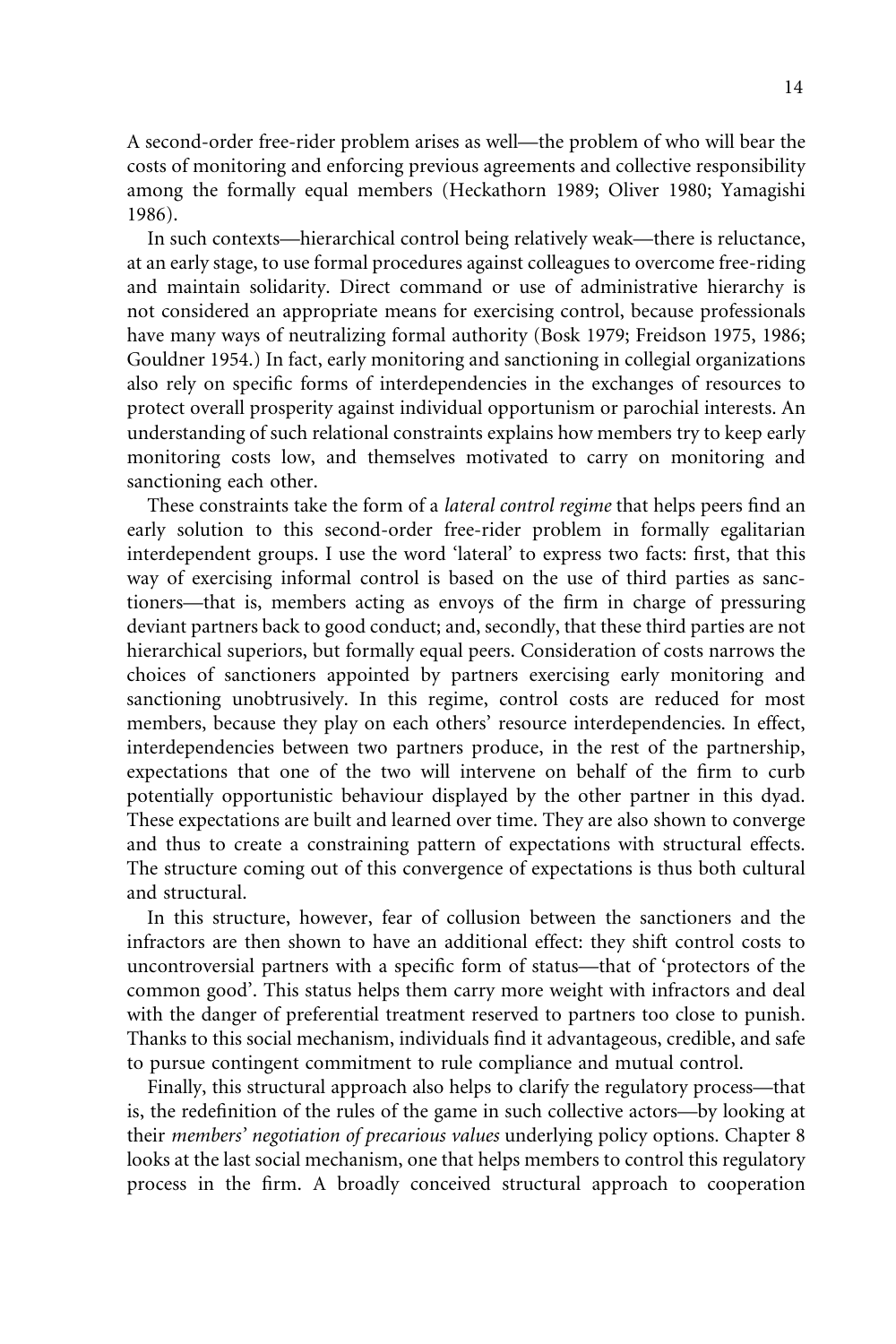A second-order free-rider problem arises as well—the problem of who will bear the costs of monitoring and enforcing previous agreements and collective responsibility among the formally equal members (Heckathorn 1989; Oliver 1980; Yamagishi 1986).

In such contexts—hierarchical control being relatively weak—there is reluctance, at an early stage, to use formal procedures against colleagues to overcome free-riding and maintain solidarity. Direct command or use of administrative hierarchy is not considered an appropriate means for exercising control, because professionals have many ways of neutralizing formal authority (Bosk 1979; Freidson 1975, 1986; Gouldner 1954.) In fact, early monitoring and sanctioning in collegial organizations also rely on specific forms of interdependencies in the exchanges of resources to protect overall prosperity against individual opportunism or parochial interests. An understanding of such relational constraints explains how members try to keep early monitoring costs low, and themselves motivated to carry on monitoring and sanctioning each other.

These constraints take the form of a *lateral control regime* that helps peers find an early solution to this second-order free-rider problem in formally egalitarian interdependent groups. I use the word 'lateral' to express two facts: first, that this way of exercising informal control is based on the use of third parties as sanctioners—that is, members acting as envoys of the firm in charge of pressuring deviant partners back to good conduct; and, secondly, that these third parties are not hierarchical superiors, but formally equal peers. Consideration of costs narrows the choices of sanctioners appointed by partners exercising early monitoring and sanctioning unobtrusively. In this regime, control costs are reduced for most members, because they play on each others' resource interdependencies. In effect, interdependencies between two partners produce, in the rest of the partnership, expectations that one of the two will intervene on behalf of the firm to curb potentially opportunistic behaviour displayed by the other partner in this dyad. These expectations are built and learned over time. They are also shown to converge and thus to create a constraining pattern of expectations with structural effects. The structure coming out of this convergence of expectations is thus both cultural and structural.

In this structure, however, fear of collusion between the sanctioners and the infractors are then shown to have an additional effect: they shift control costs to uncontroversial partners with a specific form of status—that of 'protectors of the common good'. This status helps them carry more weight with infractors and deal with the danger of preferential treatment reserved to partners too close to punish. Thanks to this social mechanism, individuals find it advantageous, credible, and safe to pursue contingent commitment to rule compliance and mutual control.

Finally, this structural approach also helps to clarify the regulatory process—that is, the redefinition of the rules of the game in such collective actors—by looking at their *members' negotiation of precarious values* underlying policy options. Chapter 8 looks at the last social mechanism, one that helps members to control this regulatory process in the firm. A broadly conceived structural approach to cooperation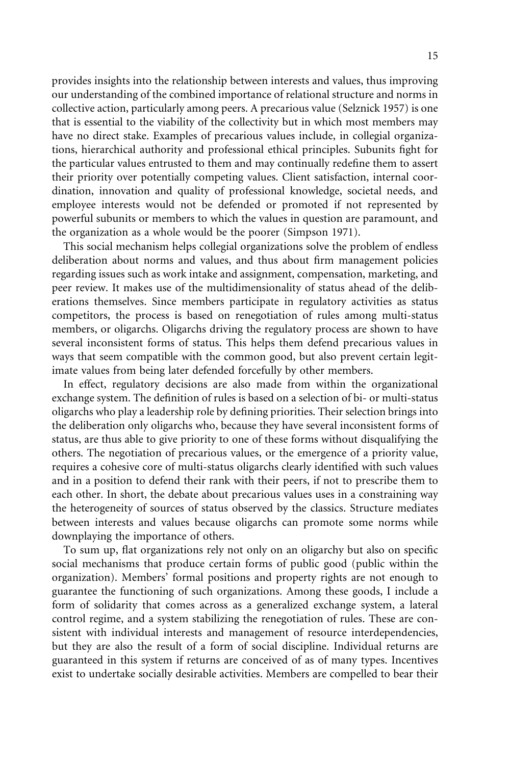provides insights into the relationship between interests and values, thus improving our understanding of the combined importance of relational structure and norms in collective action, particularly among peers. A precarious value (Selznick 1957) is one that is essential to the viability of the collectivity but in which most members may have no direct stake. Examples of precarious values include, in collegial organizations, hierarchical authority and professional ethical principles. Subunits fight for the particular values entrusted to them and may continually redefine them to assert their priority over potentially competing values. Client satisfaction, internal coordination, innovation and quality of professional knowledge, societal needs, and employee interests would not be defended or promoted if not represented by powerful subunits or members to which the values in question are paramount, and the organization as a whole would be the poorer (Simpson 1971).

This social mechanism helps collegial organizations solve the problem of endless deliberation about norms and values, and thus about firm management policies regarding issues such as work intake and assignment, compensation, marketing, and peer review. It makes use of the multidimensionality of status ahead of the deliberations themselves. Since members participate in regulatory activities as status competitors, the process is based on renegotiation of rules among multi-status members, or oligarchs. Oligarchs driving the regulatory process are shown to have several inconsistent forms of status. This helps them defend precarious values in ways that seem compatible with the common good, but also prevent certain legitimate values from being later defended forcefully by other members.

In effect, regulatory decisions are also made from within the organizational exchange system. The definition of rules is based on a selection of bi- or multi-status oligarchs who play a leadership role by defining priorities. Their selection brings into the deliberation only oligarchs who, because they have several inconsistent forms of status, are thus able to give priority to one of these forms without disqualifying the others. The negotiation of precarious values, or the emergence of a priority value, requires a cohesive core of multi-status oligarchs clearly identified with such values and in a position to defend their rank with their peers, if not to prescribe them to each other. In short, the debate about precarious values uses in a constraining way the heterogeneity of sources of status observed by the classics. Structure mediates between interests and values because oligarchs can promote some norms while downplaying the importance of others.

To sum up, flat organizations rely not only on an oligarchy but also on specific social mechanisms that produce certain forms of public good (public within the organization). Members' formal positions and property rights are not enough to guarantee the functioning of such organizations. Among these goods, I include a form of solidarity that comes across as a generalized exchange system, a lateral control regime, and a system stabilizing the renegotiation of rules. These are consistent with individual interests and management of resource interdependencies, but they are also the result of a form of social discipline. Individual returns are guaranteed in this system if returns are conceived of as of many types. Incentives exist to undertake socially desirable activities. Members are compelled to bear their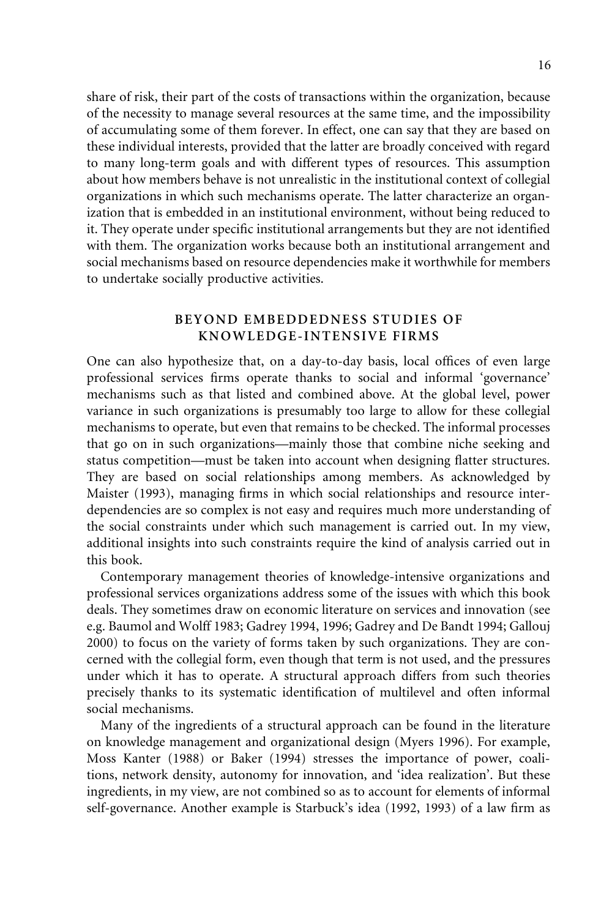share of risk, their part of the costs of transactions within the organization, because of the necessity to manage several resources at the same time, and the impossibility of accumulating some of them forever. In effect, one can say that they are based on these individual interests, provided that the latter are broadly conceived with regard to many long-term goals and with different types of resources. This assumption about how members behave is not unrealistic in the institutional context of collegial organizations in which such mechanisms operate. The latter characterize an organization that is embedded in an institutional environment, without being reduced to it. They operate under specific institutional arrangements but they are not identified with them. The organization works because both an institutional arrangement and social mechanisms based on resource dependencies make it worthwhile for members to undertake socially productive activities.

## BEYOND EMBEDDEDNESS STUDIES OF KNOWLEDGE-INTENSIVE FIRMS

One can also hypothesize that, on a day-to-day basis, local offices of even large professional services firms operate thanks to social and informal 'governance' mechanisms such as that listed and combined above. At the global level, power variance in such organizations is presumably too large to allow for these collegial mechanisms to operate, but even that remains to be checked. The informal processes that go on in such organizations—mainly those that combine niche seeking and status competition—must be taken into account when designing flatter structures. They are based on social relationships among members. As acknowledged by Maister (1993), managing firms in which social relationships and resource interdependencies are so complex is not easy and requires much more understanding of the social constraints under which such management is carried out. In my view, additional insights into such constraints require the kind of analysis carried out in this book.

Contemporary management theories of knowledge-intensive organizations and professional services organizations address some of the issues with which this book deals. They sometimes draw on economic literature on services and innovation (see e.g. Baumol and Wolff 1983; Gadrey 1994, 1996; Gadrey and De Bandt 1994; Gallouj 2000) to focus on the variety of forms taken by such organizations. They are concerned with the collegial form, even though that term is not used, and the pressures under which it has to operate. A structural approach differs from such theories precisely thanks to its systematic identification of multilevel and often informal social mechanisms.

Many of the ingredients of a structural approach can be found in the literature on knowledge management and organizational design (Myers 1996). For example, Moss Kanter (1988) or Baker (1994) stresses the importance of power, coalitions, network density, autonomy for innovation, and 'idea realization'. But these ingredients, in my view, are not combined so as to account for elements of informal self-governance. Another example is Starbuck's idea (1992, 1993) of a law firm as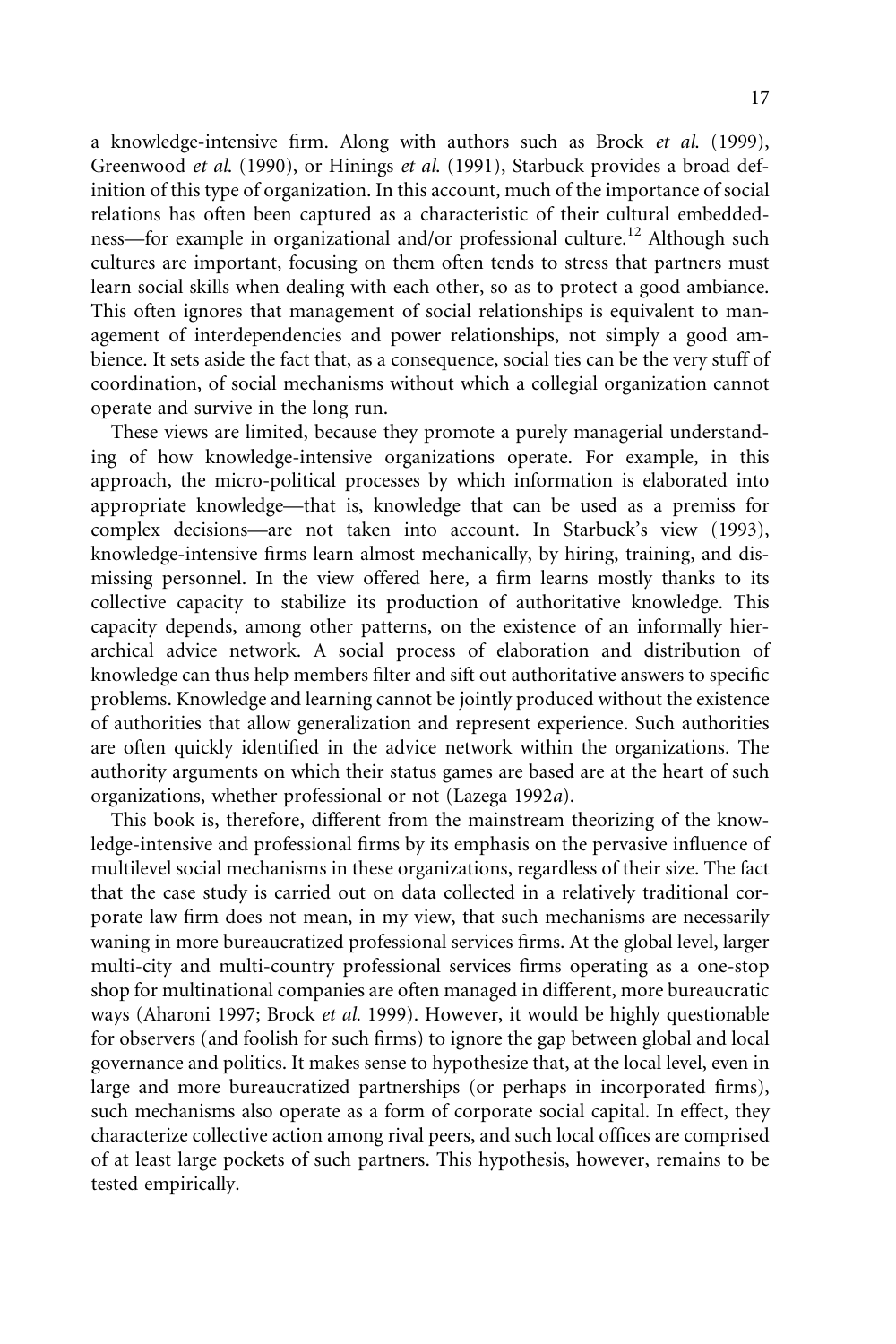a knowledge-intensive firm. Along with authors such as Brock *et al.* (1999), Greenwood *et al.* (1990), or Hinings *et al.* (1991), Starbuck provides a broad definition of this type of organization. In this account, much of the importance of social relations has often been captured as a characteristic of their cultural embeddedness—for example in organizational and/or professional culture.[12] Although such cultures are important, focusing on them often tends to stress that partners must learn social skills when dealing with each other, so as to protect a good ambiance. This often ignores that management of social relationships is equivalent to management of interdependencies and power relationships, not simply a good ambience. It sets aside the fact that, as a consequence, social ties can be the very stuff of coordination, of social mechanisms without which a collegial organization cannot operate and survive in the long run.

These views are limited, because they promote a purely managerial understanding of how knowledge-intensive organizations operate. For example, in this approach, the micro-political processes by which information is elaborated into appropriate knowledge—that is, knowledge that can be used as a premiss for complex decisions—are not taken into account. In Starbuck's view (1993), knowledge-intensive firms learn almost mechanically, by hiring, training, and dismissing personnel. In the view offered here, a firm learns mostly thanks to its collective capacity to stabilize its production of authoritative knowledge. This capacity depends, among other patterns, on the existence of an informally hierarchical advice network. A social process of elaboration and distribution of knowledge can thus help members filter and sift out authoritative answers to specific problems. Knowledge and learning cannot be jointly produced without the existence of authorities that allow generalization and represent experience. Such authorities are often quickly identified in the advice network within the organizations. The authority arguments on which their status games are based are at the heart of such organizations, whether professional or not (Lazega 1992*a*).

This book is, therefore, different from the mainstream theorizing of the knowledge-intensive and professional firms by its emphasis on the pervasive influence of multilevel social mechanisms in these organizations, regardless of their size. The fact that the case study is carried out on data collected in a relatively traditional corporate law firm does not mean, in my view, that such mechanisms are necessarily waning in more bureaucratized professional services firms. At the global level, larger multi-city and multi-country professional services firms operating as a one-stop shop for multinational companies are often managed in different, more bureaucratic ways (Aharoni 1997; Brock *et al.* 1999). However, it would be highly questionable for observers (and foolish for such firms) to ignore the gap between global and local governance and politics. It makes sense to hypothesize that, at the local level, even in large and more bureaucratized partnerships (or perhaps in incorporated firms), such mechanisms also operate as a form of corporate social capital. In effect, they characterize collective action among rival peers, and such local offices are comprised of at least large pockets of such partners. This hypothesis, however, remains to be tested empirically.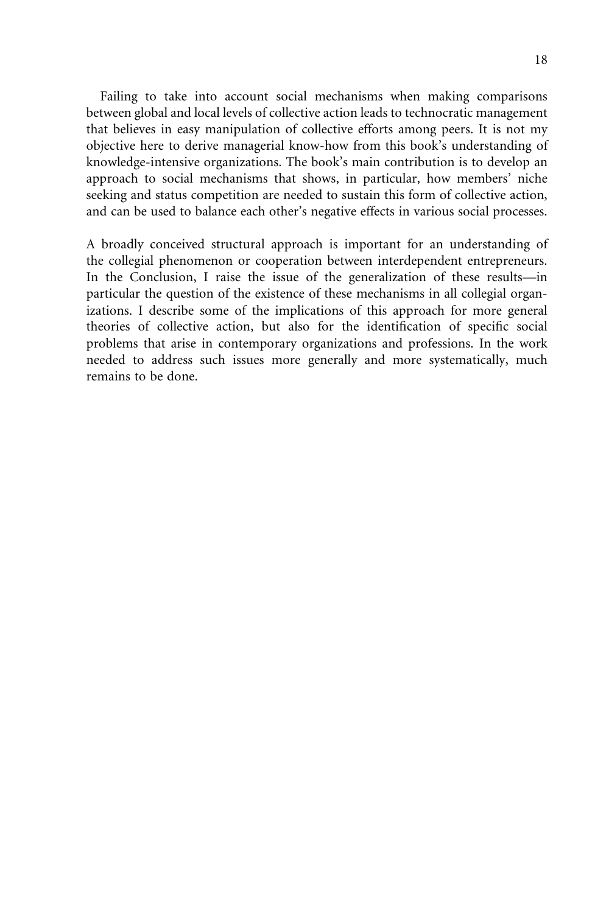Failing to take into account social mechanisms when making comparisons between global and local levels of collective action leads to technocratic management that believes in easy manipulation of collective efforts among peers. It is not my objective here to derive managerial know-how from this book's understanding of knowledge-intensive organizations. The book's main contribution is to develop an approach to social mechanisms that shows, in particular, how members' niche seeking and status competition are needed to sustain this form of collective action, and can be used to balance each other's negative effects in various social processes.

A broadly conceived structural approach is important for an understanding of the collegial phenomenon or cooperation between interdependent entrepreneurs. In the Conclusion, I raise the issue of the generalization of these results—in particular the question of the existence of these mechanisms in all collegial organizations. I describe some of the implications of this approach for more general theories of collective action, but also for the identification of specific social problems that arise in contemporary organizations and professions. In the work needed to address such issues more generally and more systematically, much remains to be done.